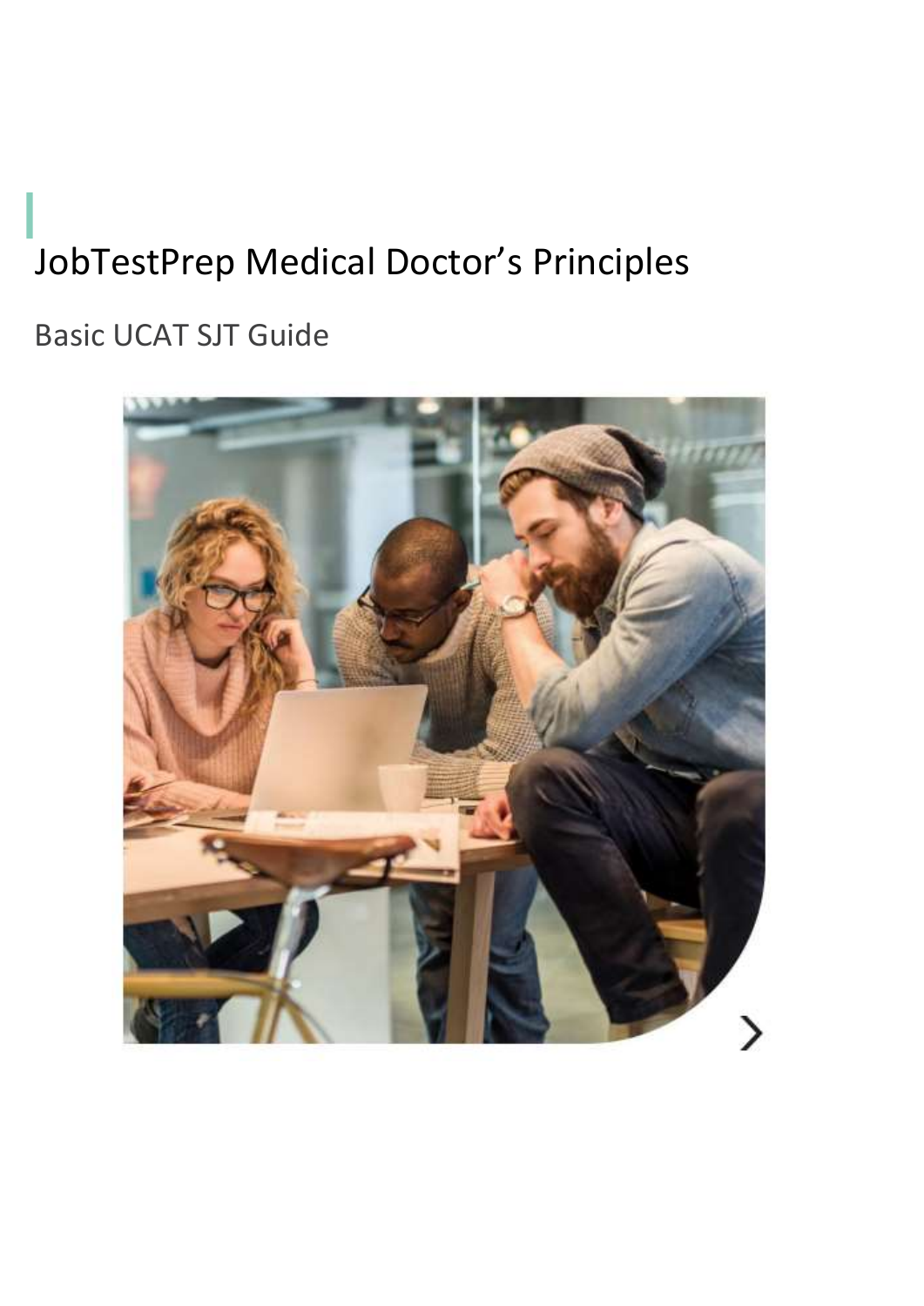# JobTestPrep Medical Doctor’s Principles

## Basic UCAT SJT Guide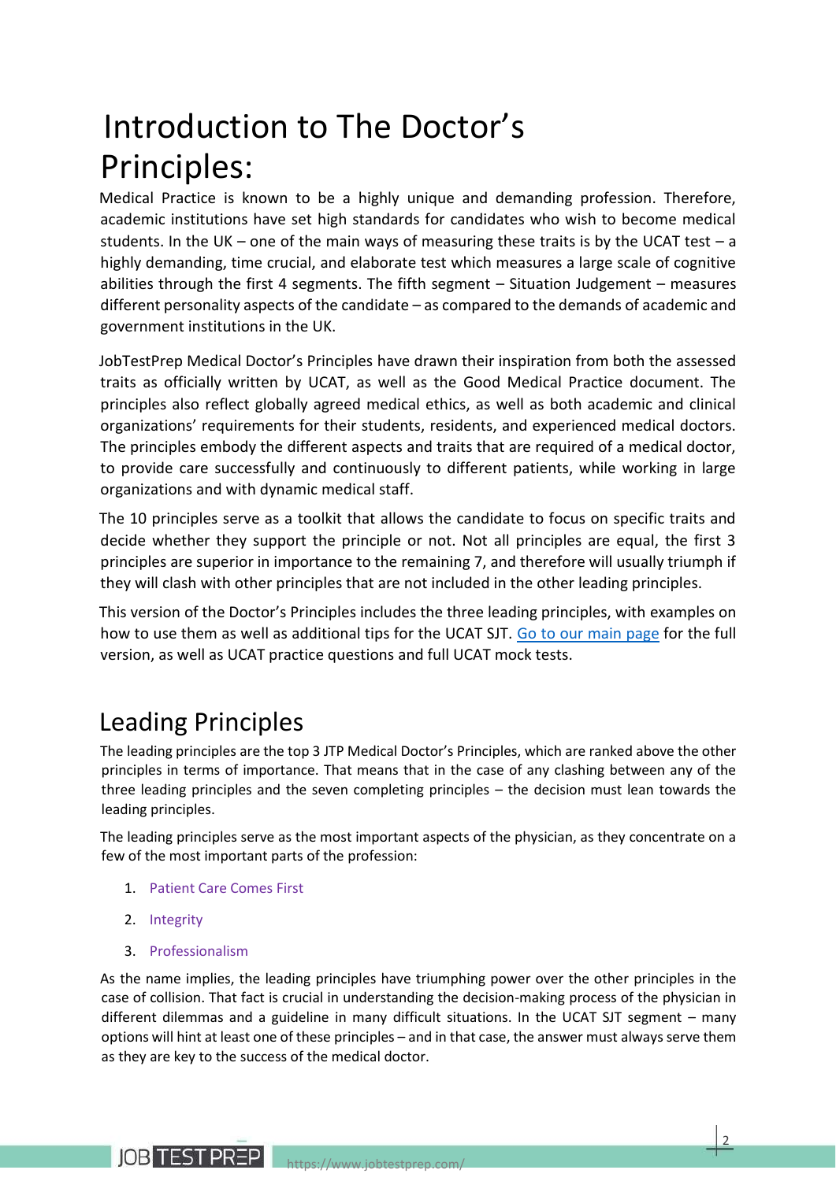# Introduction to The Doctor's Principles:

Medical Practice is known to be a highly unique and demanding profession. Therefore, academic institutions have set high standards for candidates who wish to become medical students. In the UK – one of the main ways of measuring these traits is by the UCAT test – a highly demanding, time crucial, and elaborate test which measures a large scale of cognitive abilities through the first 4 segments. The fifth segment – Situation Judgement – measures different personality aspects of the candidate – as compared to the demands of academic and government institutions in the UK.

JobTestPrep Medical Doctor's Principles have drawn their inspiration from both the assessed traits as officially written by UCAT, as well as the Good Medical Practice document. The principles also reflect globally agreed medical ethics, as well as both academic and clinical organizations' requirements for their students, residents, and experienced medical doctors. The principles embody the different aspects and traits that are required of a medical doctor, to provide care successfully and continuously to different patients, while working in large organizations and with dynamic medical staff.

The 10 principles serve as a toolkit that allows the candidate to focus on specific traits and decide whether they support the principle or not. Not all principles are equal, the first 3 principles are superior in importance to the remaining 7, and therefore will usually triumph if they will clash with other principles that are not included in the other leading principles.

This version of the Doctor's Principles includes the three leading principles, with examples on how to use them as well as additional tips for the UCAT SJT. Go to our main page for the full version, as well as UCAT practice questions and full UCAT mock tests.

## Leading Principles

The leading principles are the top 3 JTP Medical Doctor's Principles, which are ranked above the other principles in terms of importance. That means that in the case of any clashing between any of the three leading principles and the seven completing principles – the decision must lean towards the leading principles.

The leading principles serve as the most important aspects of the physician, as they concentrate on a few of the most important parts of the profession:

1. Patient Care Comes First
2. Integrity
3. Professionalism

As the name implies, the leading principles have triumphing power over the other principles in the case of collision. That fact is crucial in understanding the decision-making process of the physician in different dilemmas and a guideline in many difficult situations. In the UCAT SJT segment – many options will hint at least one of these principles – and in that case, the answer must always serve them as they are key to the success of the medical doctor.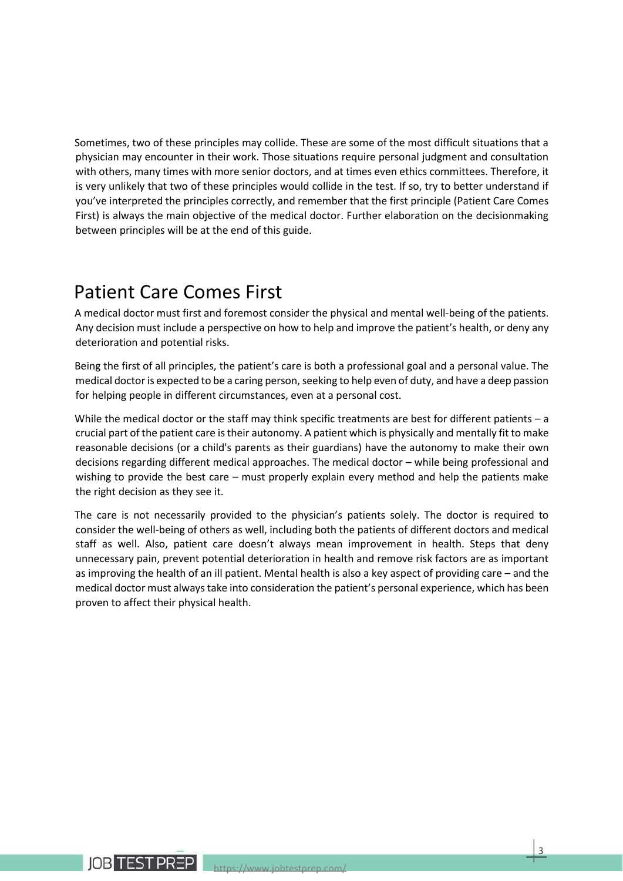Sometimes, two of these principles may collide. These are some of the most difficult situations that a physician may encounter in their work. Those situations require personal judgment and consultation with others, many times with more senior doctors, and at times even ethics committees. Therefore, it is very unlikely that two of these principles would collide in the test. If so, try to better understand if you've interpreted the principles correctly, and remember that the first principle (Patient Care Comes First) is always the main objective of the medical doctor. Further elaboration on the decisionmaking between principles will be at the end of this guide.

## Patient Care Comes First

A medical doctor must first and foremost consider the physical and mental well-being of the patients. Any decision must include a perspective on how to help and improve the patient's health, or deny any deterioration and potential risks.

Being the first of all principles, the patient's care is both a professional goal and a personal value. The medical doctor is expected to be a caring person, seeking to help even of duty, and have a deep passion for helping people in different circumstances, even at a personal cost.

While the medical doctor or the staff may think specific treatments are best for different patients – a crucial part of the patient care is their autonomy. A patient which is physically and mentally fit to make reasonable decisions (or a child's parents as their guardians) have the autonomy to make their own decisions regarding different medical approaches. The medical doctor – while being professional and wishing to provide the best care – must properly explain every method and help the patients make the right decision as they see it.

The care is not necessarily provided to the physician's patients solely. The doctor is required to consider the well-being of others as well, including both the patients of different doctors and medical staff as well. Also, patient care doesn't always mean improvement in health. Steps that deny unnecessary pain, prevent potential deterioration in health and remove risk factors are as important as improving the health of an ill patient. Mental health is also a key aspect of providing care – and the medical doctor must always take into consideration the patient's personal experience, which has been proven to affect their physical health.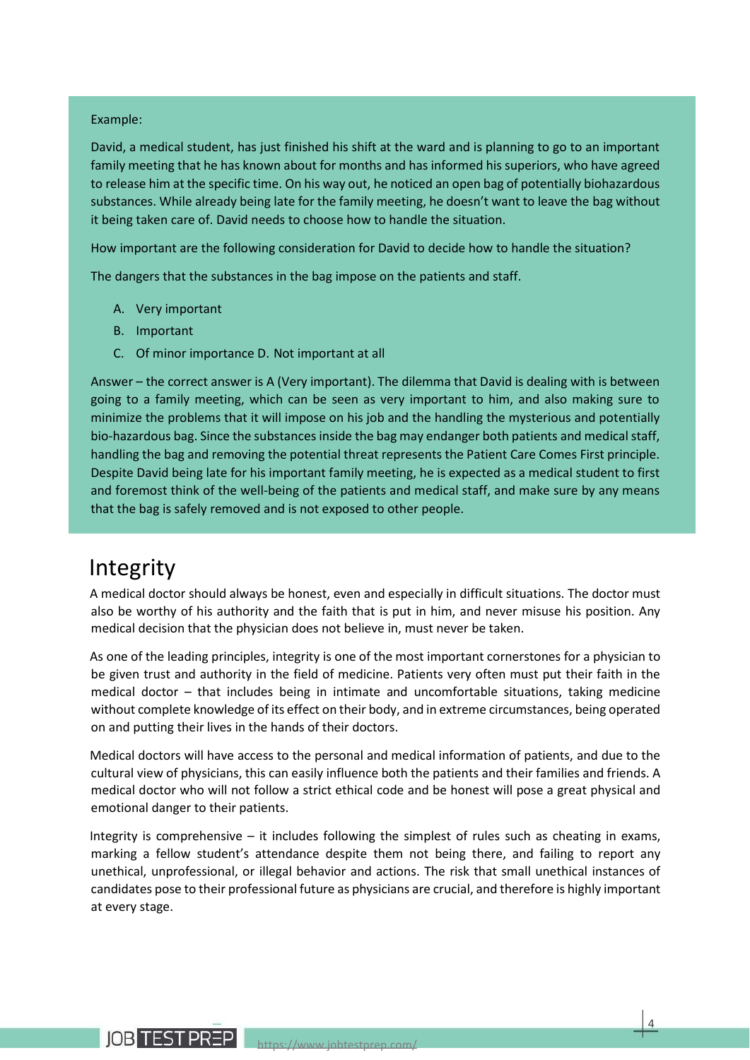Example:

David, a medical student, has just finished his shift at the ward and is planning to go to an important family meeting that he has known about for months and has informed his superiors, who have agreed to release him at the specific time. On his way out, he noticed an open bag of potentially biohazardous substances. While already being late for the family meeting, he doesn't want to leave the bag without it being taken care of. David needs to choose how to handle the situation.

How important are the following consideration for David to decide how to handle the situation?

The dangers that the substances in the bag impose on the patients and staff.

A. Very important
B. Important
C. Of minor importance D. Not important at all

Answer – the correct answer is A (Very important). The dilemma that David is dealing with is between going to a family meeting, which can be seen as very important to him, and also making sure to minimize the problems that it will impose on his job and the handling the mysterious and potentially bio-hazardous bag. Since the substances inside the bag may endanger both patients and medical staff, handling the bag and removing the potential threat represents the Patient Care Comes First principle. Despite David being late for his important family meeting, he is expected as a medical student to first and foremost think of the well-being of the patients and medical staff, and make sure by any means that the bag is safely removed and is not exposed to other people.

## Integrity

A medical doctor should always be honest, even and especially in difficult situations. The doctor must also be worthy of his authority and the faith that is put in him, and never misuse his position. Any medical decision that the physician does not believe in, must never be taken.

As one of the leading principles, integrity is one of the most important cornerstones for a physician to be given trust and authority in the field of medicine. Patients very often must put their faith in the medical doctor – that includes being in intimate and uncomfortable situations, taking medicine without complete knowledge of its effect on their body, and in extreme circumstances, being operated on and putting their lives in the hands of their doctors.

Medical doctors will have access to the personal and medical information of patients, and due to the cultural view of physicians, this can easily influence both the patients and their families and friends. A medical doctor who will not follow a strict ethical code and be honest will pose a great physical and emotional danger to their patients.

Integrity is comprehensive – it includes following the simplest of rules such as cheating in exams, marking a fellow student's attendance despite them not being there, and failing to report any unethical, unprofessional, or illegal behavior and actions. The risk that small unethical instances of candidates pose to their professional future as physicians are crucial, and therefore is highly important at every stage.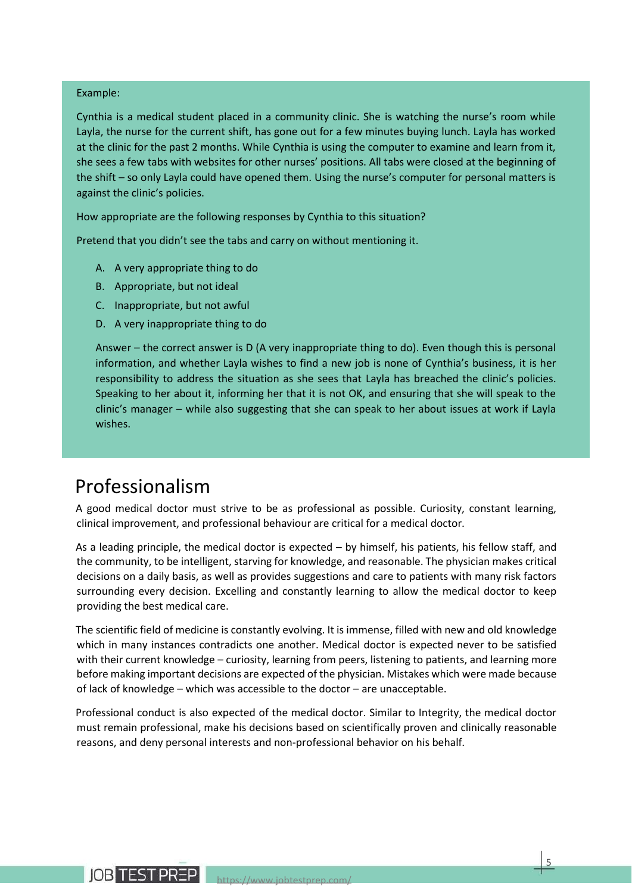Example:

Cynthia is a medical student placed in a community clinic. She is watching the nurse's room while Layla, the nurse for the current shift, has gone out for a few minutes buying lunch. Layla has worked at the clinic for the past 2 months. While Cynthia is using the computer to examine and learn from it, she sees a few tabs with websites for other nurses' positions. All tabs were closed at the beginning of the shift – so only Layla could have opened them. Using the nurse's computer for personal matters is against the clinic's policies.

How appropriate are the following responses by Cynthia to this situation?

Pretend that you didn't see the tabs and carry on without mentioning it.

A. A very appropriate thing to do
B. Appropriate, but not ideal
C. Inappropriate, but not awful
D. A very inappropriate thing to do

Answer – the correct answer is D (A very inappropriate thing to do). Even though this is personal information, and whether Layla wishes to find a new job is none of Cynthia's business, it is her responsibility to address the situation as she sees that Layla has breached the clinic's policies. Speaking to her about it, informing her that it is not OK, and ensuring that she will speak to the clinic's manager – while also suggesting that she can speak to her about issues at work if Layla wishes.

## Professionalism

A good medical doctor must strive to be as professional as possible. Curiosity, constant learning, clinical improvement, and professional behaviour are critical for a medical doctor.

As a leading principle, the medical doctor is expected – by himself, his patients, his fellow staff, and the community, to be intelligent, starving for knowledge, and reasonable. The physician makes critical decisions on a daily basis, as well as provides suggestions and care to patients with many risk factors surrounding every decision. Excelling and constantly learning to allow the medical doctor to keep providing the best medical care.

The scientific field of medicine is constantly evolving. It is immense, filled with new and old knowledge which in many instances contradicts one another. Medical doctor is expected never to be satisfied with their current knowledge – curiosity, learning from peers, listening to patients, and learning more before making important decisions are expected of the physician. Mistakes which were made because of lack of knowledge – which was accessible to the doctor – are unacceptable.

Professional conduct is also expected of the medical doctor. Similar to Integrity, the medical doctor must remain professional, make his decisions based on scientifically proven and clinically reasonable reasons, and deny personal interests and non-professional behavior on his behalf.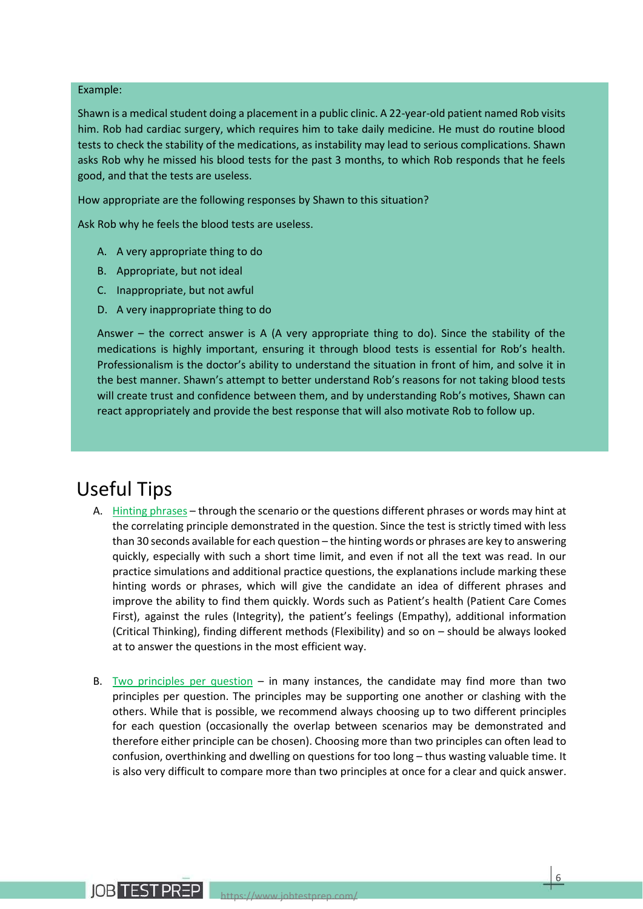Example:

Shawn is a medical student doing a placement in a public clinic. A 22-year-old patient named Rob visits him. Rob had cardiac surgery, which requires him to take daily medicine. He must do routine blood tests to check the stability of the medications, as instability may lead to serious complications. Shawn asks Rob why he missed his blood tests for the past 3 months, to which Rob responds that he feels good, and that the tests are useless.

How appropriate are the following responses by Shawn to this situation?

Ask Rob why he feels the blood tests are useless.

A. A very appropriate thing to do
B. Appropriate, but not ideal
C. Inappropriate, but not awful
D. A very inappropriate thing to do

Answer – the correct answer is A (A very appropriate thing to do). Since the stability of the medications is highly important, ensuring it through blood tests is essential for Rob's health. Professionalism is the doctor's ability to understand the situation in front of him, and solve it in the best manner. Shawn's attempt to better understand Rob's reasons for not taking blood tests will create trust and confidence between them, and by understanding Rob's motives, Shawn can react appropriately and provide the best response that will also motivate Rob to follow up.

# Useful Tips

A. Hinting phrases – through the scenario or the questions different phrases or words may hint at the correlating principle demonstrated in the question. Since the test is strictly timed with less than 30 seconds available for each question – the hinting words or phrases are key to answering quickly, especially with such a short time limit, and even if not all the text was read. In our practice simulations and additional practice questions, the explanations include marking these hinting words or phrases, which will give the candidate an idea of different phrases and improve the ability to find them quickly. Words such as Patient's health (Patient Care Comes First), against the rules (Integrity), the patient's feelings (Empathy), additional information (Critical Thinking), finding different methods (Flexibility) and so on – should be always looked at to answer the questions in the most efficient way.

B. Two principles per question – in many instances, the candidate may find more than two principles per question. The principles may be supporting one another or clashing with the others. While that is possible, we recommend always choosing up to two different principles for each question (occasionally the overlap between scenarios may be demonstrated and therefore either principle can be chosen). Choosing more than two principles can often lead to confusion, overthinking and dwelling on questions for too long – thus wasting valuable time. It is also very difficult to compare more than two principles at once for a clear and quick answer.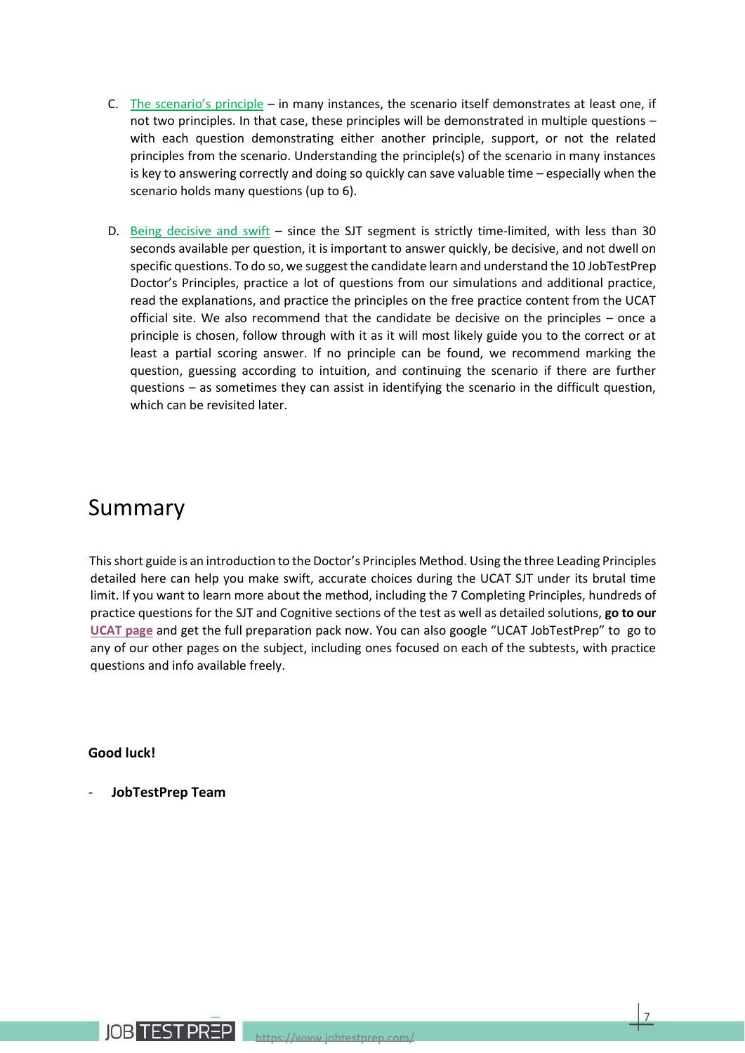C. The scenario's principle – in many instances, the scenario itself demonstrates at least one, if not two principles. In that case, these principles will be demonstrated in multiple questions – with each question demonstrating either another principle, support, or not the related principles from the scenario. Understanding the principle(s) of the scenario in many instances is key to answering correctly and doing so quickly can save valuable time – especially when the scenario holds many questions (up to 6).

D. Being decisive and swift – since the SJT segment is strictly time-limited, with less than 30 seconds available per question, it is important to answer quickly, be decisive, and not dwell on specific questions. To do so, we suggest the candidate learn and understand the 10 JobTestPrep Doctor's Principles, practice a lot of questions from our simulations and additional practice, read the explanations, and practice the principles on the free practice content from the UCAT official site. We also recommend that the candidate be decisive on the principles – once a principle is chosen, follow through with it as it will most likely guide you to the correct or at least a partial scoring answer. If no principle can be found, we recommend marking the question, guessing according to intuition, and continuing the scenario if there are further questions – as sometimes they can assist in identifying the scenario in the difficult question, which can be revisited later.

# Summary

This short guide is an introduction to the Doctor's Principles Method. Using the three Leading Principles detailed here can help you make swift, accurate choices during the UCAT SJT under its brutal time limit. If you want to learn more about the method, including the 7 Completing Principles, hundreds of practice questions for the SJT and Cognitive sections of the test as well as detailed solutions, **go to our UCAT page** and get the full preparation pack now. You can also google "UCAT JobTestPrep" to go to any of our other pages on the subject, including ones focused on each of the subtests, with practice questions and info available freely.

**Good luck!**

- **JobTestPrep Team**